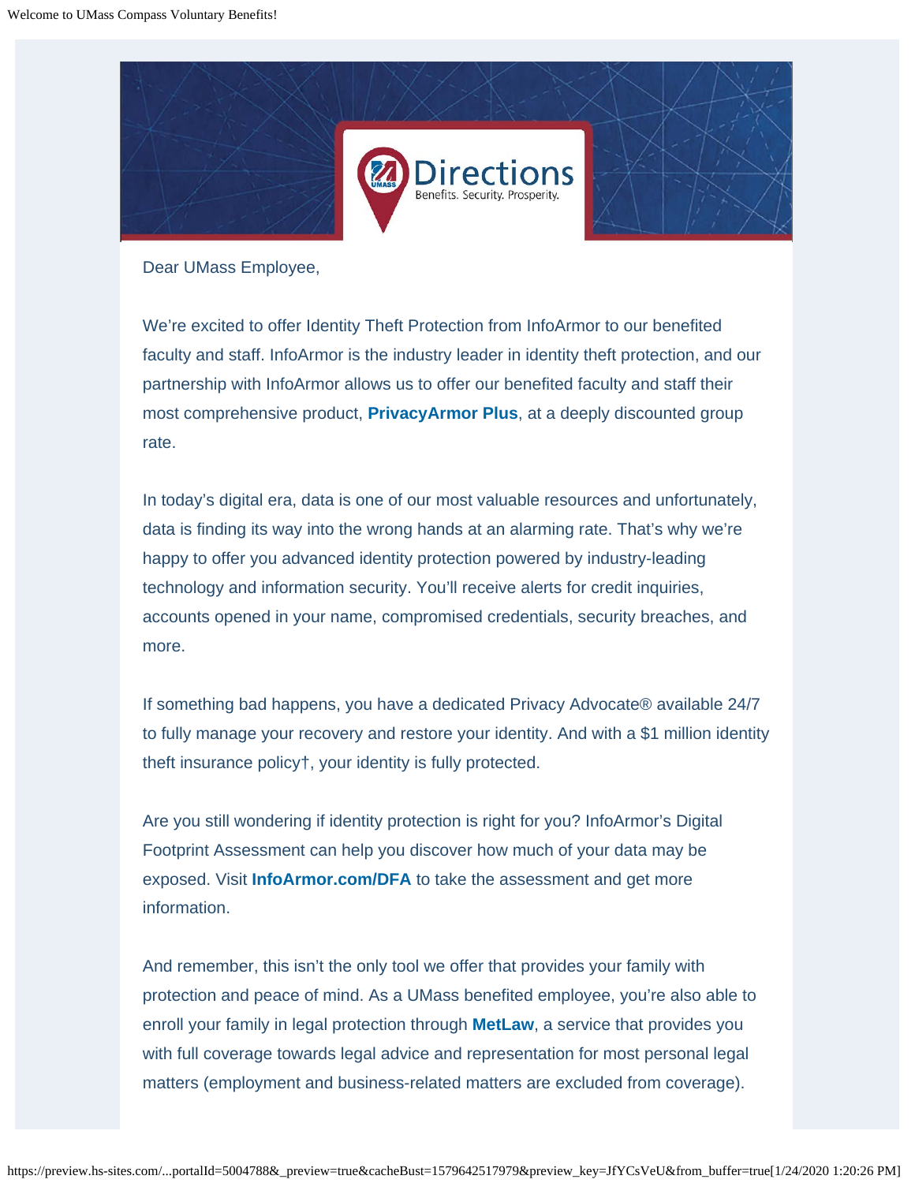Dear UMass Employee,

We're excited to offer Identity Theft Protection from InfoArmor to our benefited faculty and staff. InfoArmor is the industry leader in identity theft protection, and our partnership with InfoArmor allows us to offer our benefited faculty and staff their most comprehensive product, **PrivacyArmor Plus**, at a deeply discounted group rate.

In today's digital era, data is one of our most valuable resources and unfortunately, data is finding its way into the wrong hands at an alarming rate. That's why we're happy to offer you advanced identity protection powered by industry-leading technology and information security. You'll receive alerts for credit inquiries, accounts opened in your name, compromised credentials, security breaches, and more.

If something bad happens, you have a dedicated Privacy Advocate® available 24/7 to fully manage your recovery and restore your identity. And with a $1 million identity theft insurance policy†, your identity is fully protected.

Are you still wondering if identity protection is right for you? InfoArmor's Digital Footprint Assessment can help you discover how much of your data may be exposed. Visit **InfoArmor.com/DFA** to take the assessment and get more information.

And remember, this isn't the only tool we offer that provides your family with protection and peace of mind. As a UMass benefited employee, you're also able to enroll your family in legal protection through **MetLaw**, a service that provides you with full coverage towards legal advice and representation for most personal legal matters (employment and business-related matters are excluded from coverage).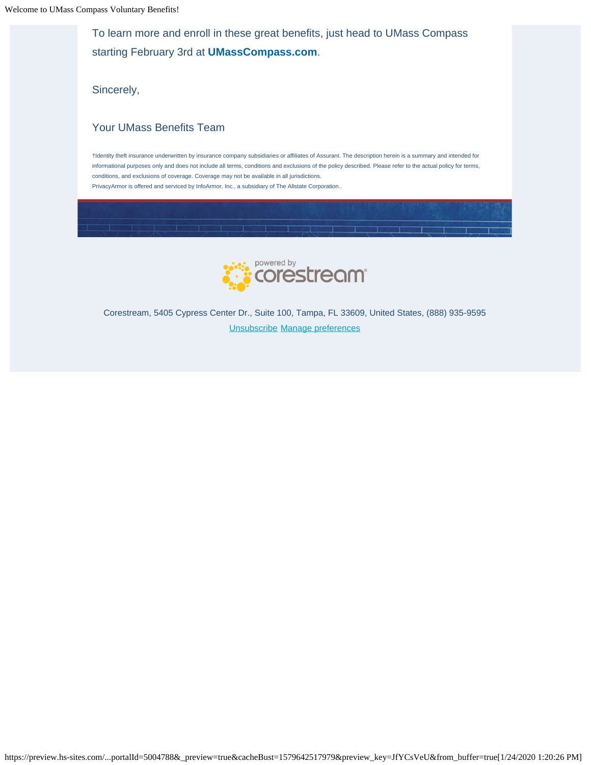To learn more and enroll in these great benefits, just head to UMass Compass starting February 3rd at **UMassCompass.com**.

Sincerely,

Your UMass Benefits Team

†Identity theft insurance underwritten by insurance company subsidiaries or affiliates of Assurant. The description herein is a summary and intended for informational purposes only and does not include all terms, conditions and exclusions of the policy described. Please refer to the actual policy for terms, conditions, and exclusions of coverage. Coverage may not be available in all jurisdictions.
PrivacyArmor is offered and serviced by InfoArmor, Inc., a subsidiary of The Allstate Corporation..

powered by corestream

Corestream, 5405 Cypress Center Dr., Suite 100, Tampa, FL 33609, United States, (888) 935-9595

Unsubscribe Manage preferences